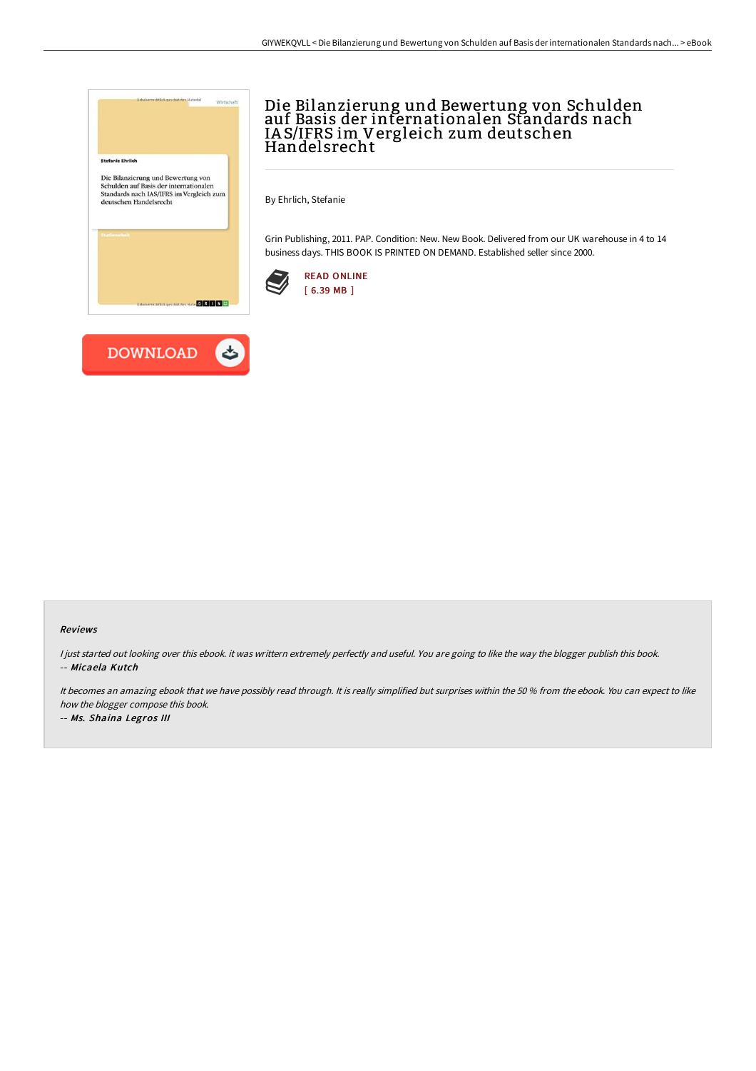# Die Bilanzierung und Bewertung von Schulden auf Basis der internationalen Standards nach IAS/IFRS im Vergleich zum deutschen Handelsrecht

By Ehrlich, Stefanie

Grin Publishing, 2011. PAP. Condition: New. New Book. Delivered from our UK warehouse in 4 to 14 business days. THIS BOOK IS PRINTED ON DEMAND. Established seller since 2000.

READ ONLINE
[ 6.39 MB ]

DOWNLOAD

### Reviews

*I just started out looking over this ebook. it was writtern extremely perfectly and useful. You are going to like the way the blogger publish this book.*
-- *Micaela Kutch*

*It becomes an amazing ebook that we have possibly read through. It is really simplified but surprises within the 50 % from the ebook. You can expect to like how the blogger compose this book.*
-- *Ms. Shaina Legros III*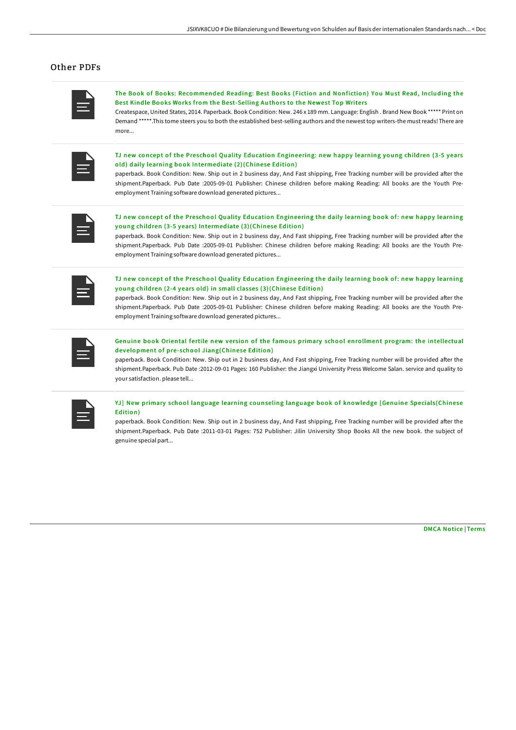## Other PDFs

**The Book of Books: Recommended Reading: Best Books (Fiction and Nonfiction) You Must Read, Including the Best Kindle Books Works from the Best-Selling Authors to the Newest Top Writers**

Createspace, United States, 2014. Paperback. Book Condition: New. 246 x 189 mm. Language: English . Brand New Book ***** Print on Demand *****.This tome steers you to both the established best-selling authors and the newest top writers-the must reads! There are more...

**TJ new concept of the Preschool Quality Education Engineering: new happy learning young children (3-5 years old) daily learning book Intermediate (2)(Chinese Edition)**

paperback. Book Condition: New. Ship out in 2 business day, And Fast shipping, Free Tracking number will be provided after the shipment.Paperback. Pub Date :2005-09-01 Publisher: Chinese children before making Reading: All books are the Youth Pre-employment Training software download generated pictures...

**TJ new concept of the Preschool Quality Education Engineering the daily learning book of: new happy learning young children (3-5 years) Intermediate (3)(Chinese Edition)**

paperback. Book Condition: New. Ship out in 2 business day, And Fast shipping, Free Tracking number will be provided after the shipment.Paperback. Pub Date :2005-09-01 Publisher: Chinese children before making Reading: All books are the Youth Pre-employment Training software download generated pictures...

**TJ new concept of the Preschool Quality Education Engineering the daily learning book of: new happy learning young children (2-4 years old) in small classes (3)(Chinese Edition)**

paperback. Book Condition: New. Ship out in 2 business day, And Fast shipping, Free Tracking number will be provided after the shipment.Paperback. Pub Date :2005-09-01 Publisher: Chinese children before making Reading: All books are the Youth Pre-employment Training software download generated pictures...

**Genuine book Oriental fertile new version of the famous primary school enrollment program: the intellectual development of pre-school Jiang(Chinese Edition)**

paperback. Book Condition: New. Ship out in 2 business day, And Fast shipping, Free Tracking number will be provided after the shipment.Paperback. Pub Date :2012-09-01 Pages: 160 Publisher: the Jiangxi University Press Welcome Salan. service and quality to your satisfaction. please tell...

**YJ] New primary school language learning counseling language book of knowledge [Genuine Specials(Chinese Edition)**

paperback. Book Condition: New. Ship out in 2 business day, And Fast shipping, Free Tracking number will be provided after the shipment.Paperback. Pub Date :2011-03-01 Pages: 752 Publisher: Jilin University Shop Books All the new book. the subject of genuine special part...

DMCA Notice | Terms